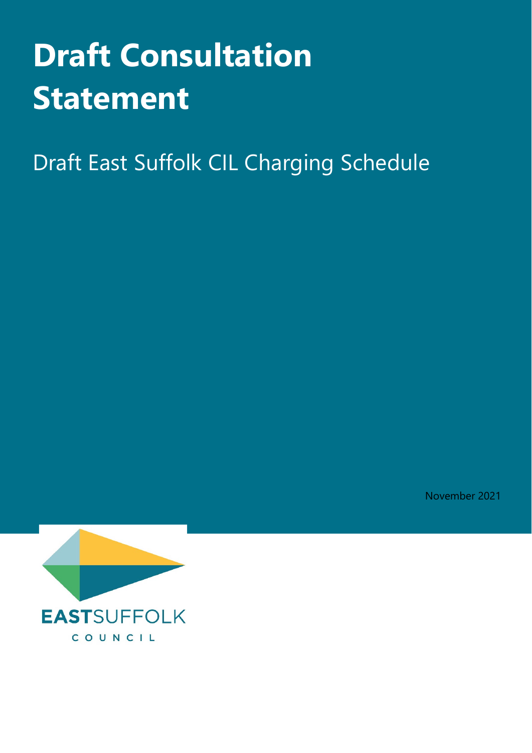# Draft Consultation Statement

## Draft East Suffolk CIL Charging Schedule

November 2021

EASTSUFFOLK
COUNCIL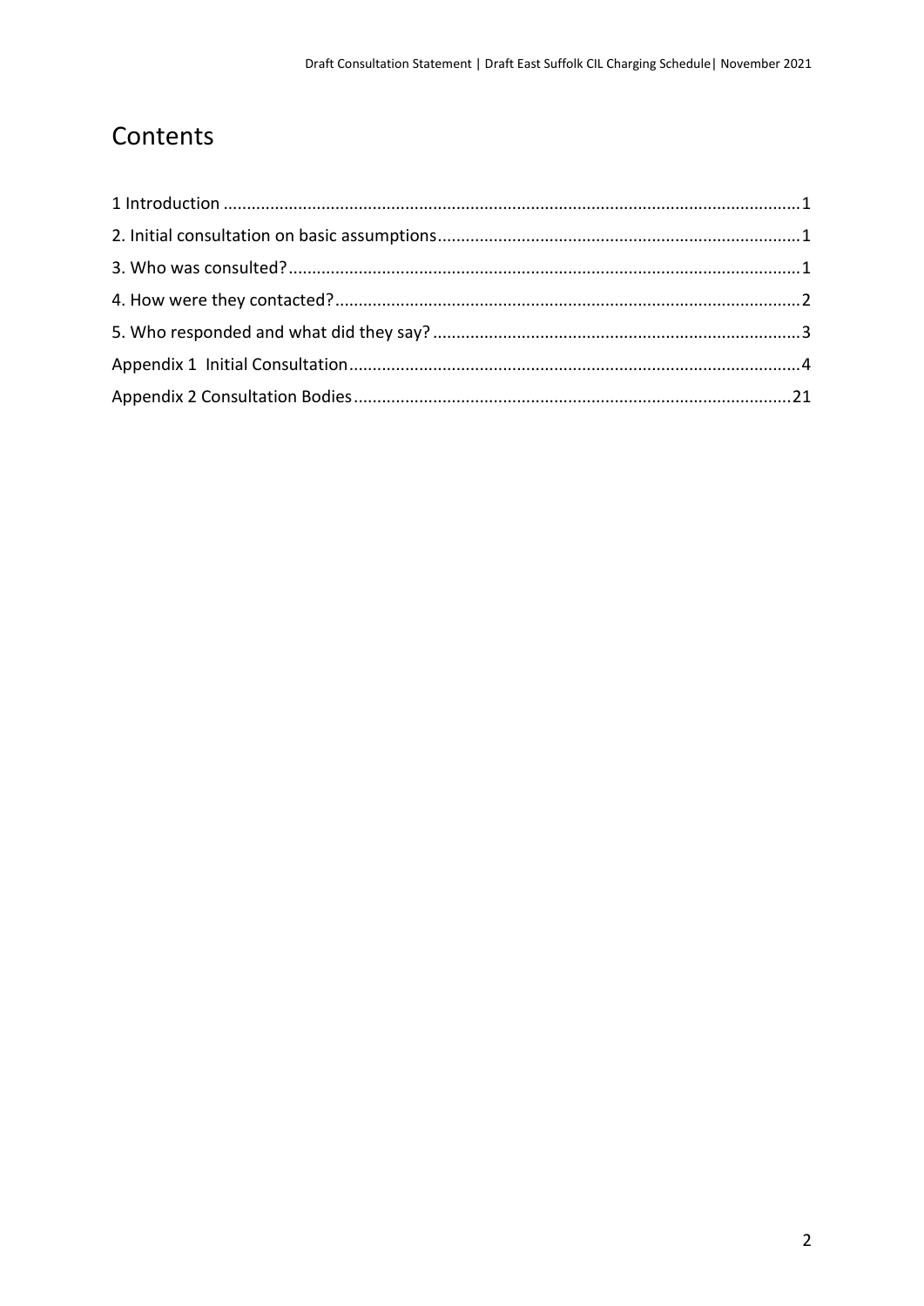# Contents

1 Introduction ........................................................................................................................ 1

2. Initial consultation on basic assumptions ............................................................................ 1

3. Who was consulted? ........................................................................................................... 1

4. How were they contacted? .................................................................................................. 2

5. Who responded and what did they say? ............................................................................. 3

Appendix 1 Initial Consultation ............................................................................................... 4

Appendix 2 Consultation Bodies ............................................................................................ 21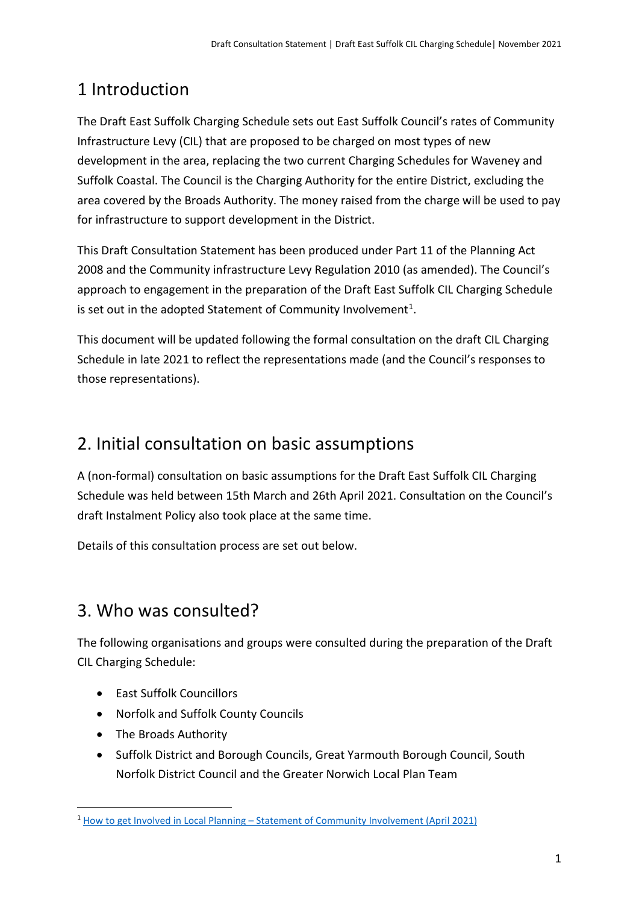# 1 Introduction

The Draft East Suffolk Charging Schedule sets out East Suffolk Council's rates of Community Infrastructure Levy (CIL) that are proposed to be charged on most types of new development in the area, replacing the two current Charging Schedules for Waveney and Suffolk Coastal. The Council is the Charging Authority for the entire District, excluding the area covered by the Broads Authority. The money raised from the charge will be used to pay for infrastructure to support development in the District.

This Draft Consultation Statement has been produced under Part 11 of the Planning Act 2008 and the Community infrastructure Levy Regulation 2010 (as amended). The Council's approach to engagement in the preparation of the Draft East Suffolk CIL Charging Schedule is set out in the adopted Statement of Community Involvement[1].

This document will be updated following the formal consultation on the draft CIL Charging Schedule in late 2021 to reflect the representations made (and the Council's responses to those representations).

# 2. Initial consultation on basic assumptions

A (non-formal) consultation on basic assumptions for the Draft East Suffolk CIL Charging Schedule was held between 15th March and 26th April 2021. Consultation on the Council's draft Instalment Policy also took place at the same time.

Details of this consultation process are set out below.

# 3. Who was consulted?

The following organisations and groups were consulted during the preparation of the Draft CIL Charging Schedule:

- East Suffolk Councillors
- Norfolk and Suffolk County Councils
- The Broads Authority
- Suffolk District and Borough Councils, Great Yarmouth Borough Council, South Norfolk District Council and the Greater Norwich Local Plan Team

[1] How to get Involved in Local Planning – Statement of Community Involvement (April 2021)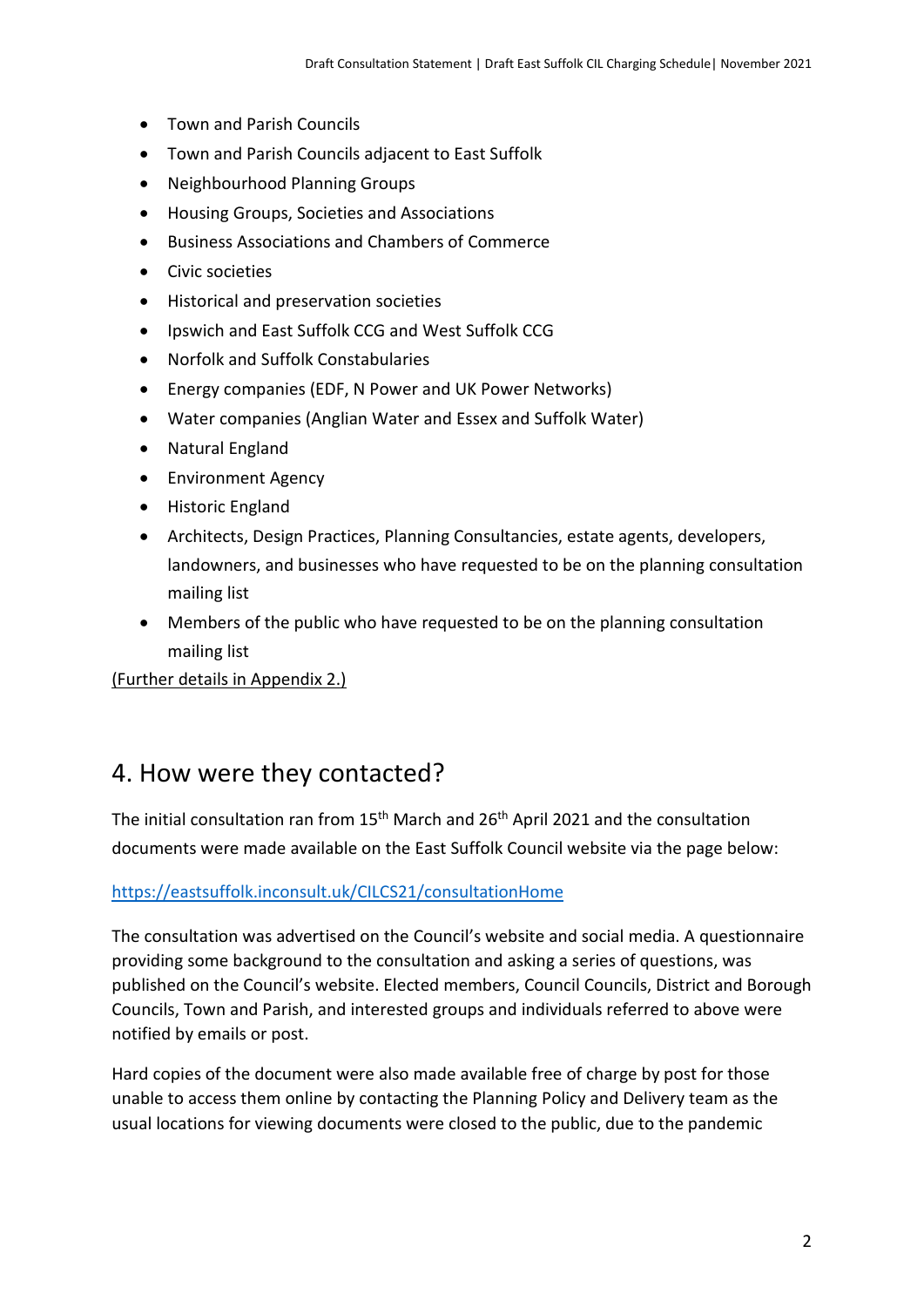- Town and Parish Councils
- Town and Parish Councils adjacent to East Suffolk
- Neighbourhood Planning Groups
- Housing Groups, Societies and Associations
- Business Associations and Chambers of Commerce
- Civic societies
- Historical and preservation societies
- Ipswich and East Suffolk CCG and West Suffolk CCG
- Norfolk and Suffolk Constabularies
- Energy companies (EDF, N Power and UK Power Networks)
- Water companies (Anglian Water and Essex and Suffolk Water)
- Natural England
- Environment Agency
- Historic England
- Architects, Design Practices, Planning Consultancies, estate agents, developers, landowners, and businesses who have requested to be on the planning consultation mailing list
- Members of the public who have requested to be on the planning consultation mailing list

(Further details in Appendix 2.)

## 4. How were they contacted?

The initial consultation ran from 15th March and 26th April 2021 and the consultation documents were made available on the East Suffolk Council website via the page below:

https://eastsuffolk.inconsult.uk/CILCS21/consultationHome

The consultation was advertised on the Council's website and social media. A questionnaire providing some background to the consultation and asking a series of questions, was published on the Council's website. Elected members, Council Councils, District and Borough Councils, Town and Parish, and interested groups and individuals referred to above were notified by emails or post.

Hard copies of the document were also made available free of charge by post for those unable to access them online by contacting the Planning Policy and Delivery team as the usual locations for viewing documents were closed to the public, due to the pandemic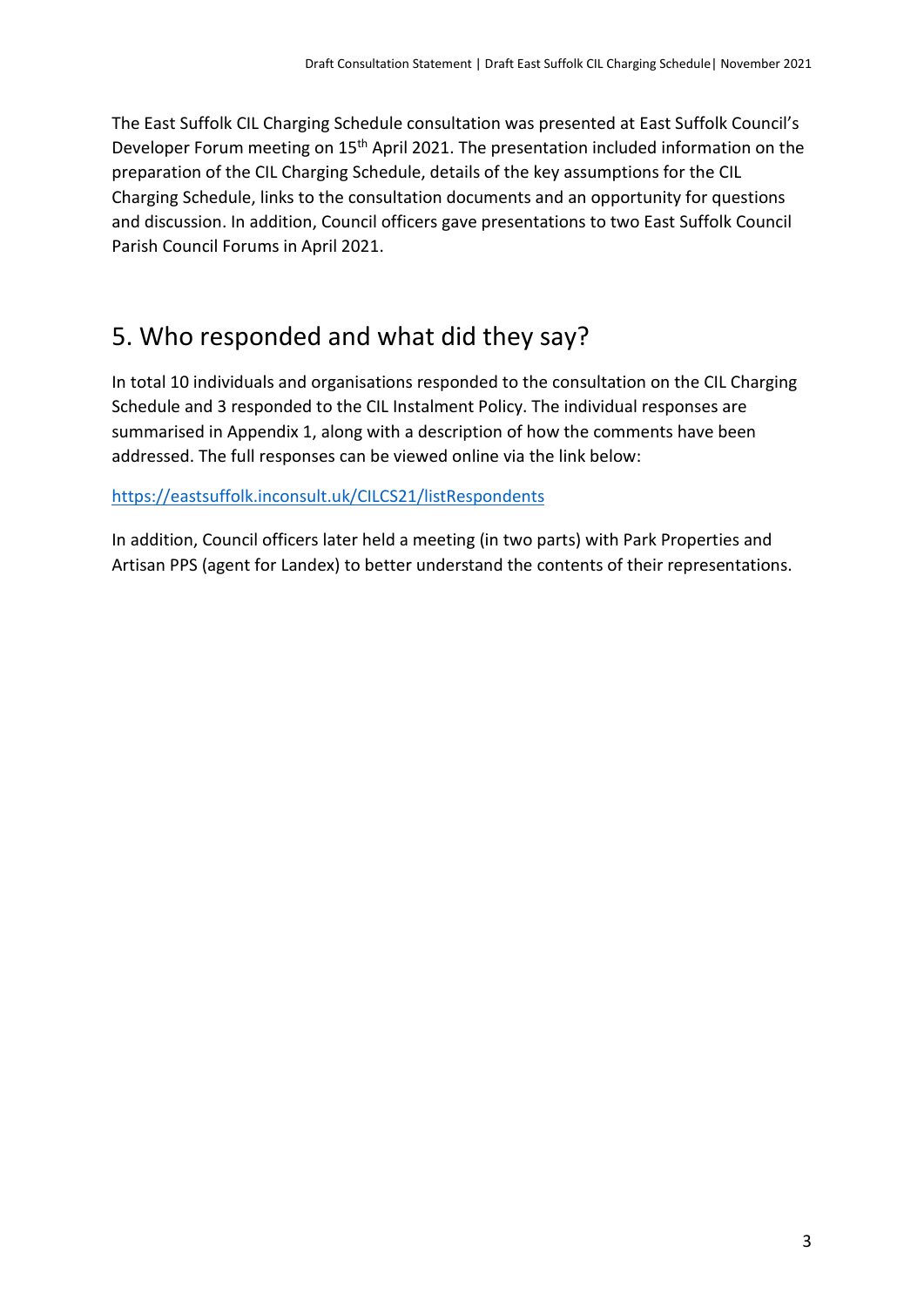The East Suffolk CIL Charging Schedule consultation was presented at East Suffolk Council's Developer Forum meeting on 15th April 2021. The presentation included information on the preparation of the CIL Charging Schedule, details of the key assumptions for the CIL Charging Schedule, links to the consultation documents and an opportunity for questions and discussion. In addition, Council officers gave presentations to two East Suffolk Council Parish Council Forums in April 2021.

## 5. Who responded and what did they say?

In total 10 individuals and organisations responded to the consultation on the CIL Charging Schedule and 3 responded to the CIL Instalment Policy. The individual responses are summarised in Appendix 1, along with a description of how the comments have been addressed. The full responses can be viewed online via the link below:

https://eastsuffolk.inconsult.uk/CILCS21/listRespondents

In addition, Council officers later held a meeting (in two parts) with Park Properties and Artisan PPS (agent for Landex) to better understand the contents of their representations.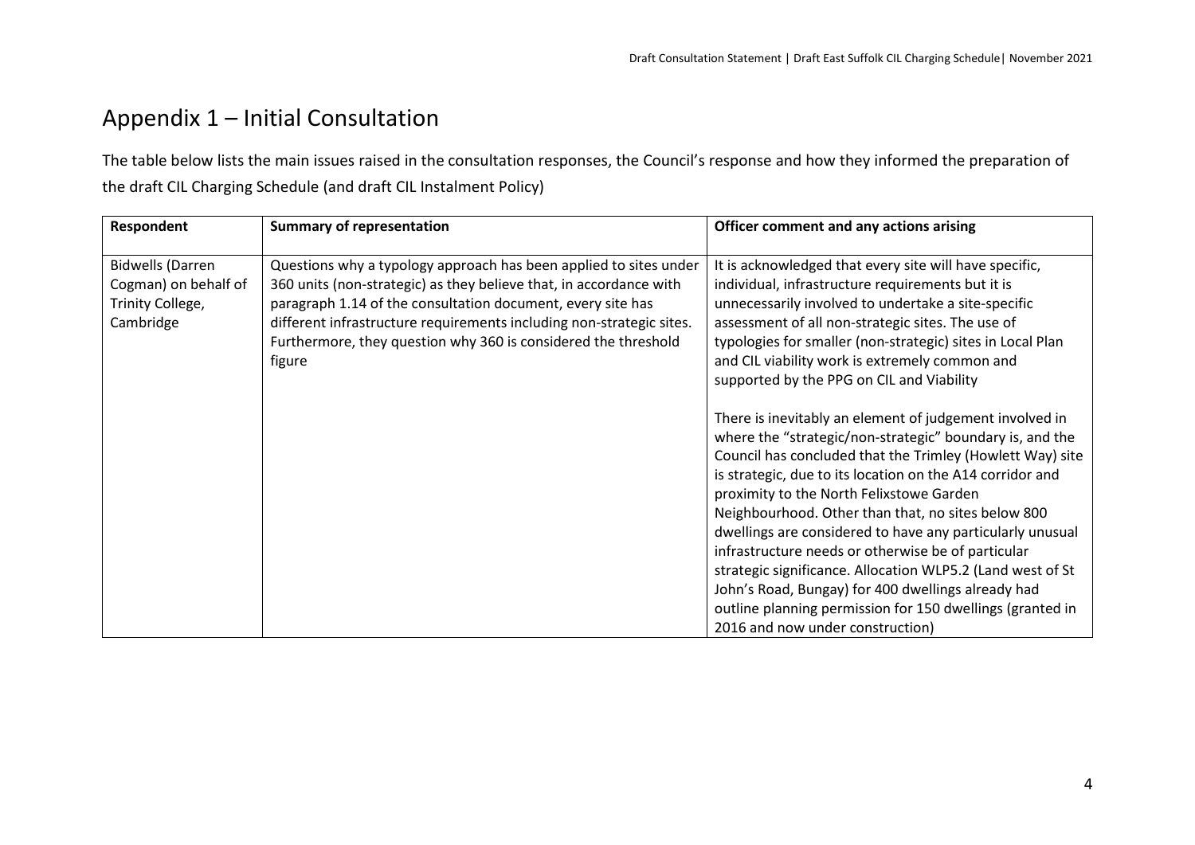# Appendix 1 – Initial Consultation

The table below lists the main issues raised in the consultation responses, the Council's response and how they informed the preparation of the draft CIL Charging Schedule (and draft CIL Instalment Policy)

| Respondent | Summary of representation | Officer comment and any actions arising |
|---|---|---|
| Bidwells (Darren Cogman) on behalf of Trinity College, Cambridge | Questions why a typology approach has been applied to sites under 360 units (non-strategic) as they believe that, in accordance with paragraph 1.14 of the consultation document, every site has different infrastructure requirements including non-strategic sites. Furthermore, they question why 360 is considered the threshold figure | It is acknowledged that every site will have specific, individual, infrastructure requirements but it is unnecessarily involved to undertake a site-specific assessment of all non-strategic sites. The use of typologies for smaller (non-strategic) sites in Local Plan and CIL viability work is extremely common and supported by the PPG on CIL and Viability<br><br>There is inevitably an element of judgement involved in where the "strategic/non-strategic" boundary is, and the Council has concluded that the Trimley (Howlett Way) site is strategic, due to its location on the A14 corridor and proximity to the North Felixstowe Garden Neighbourhood. Other than that, no sites below 800 dwellings are considered to have any particularly unusual infrastructure needs or otherwise be of particular strategic significance. Allocation WLP5.2 (Land west of St John's Road, Bungay) for 400 dwellings already had outline planning permission for 150 dwellings (granted in 2016 and now under construction) |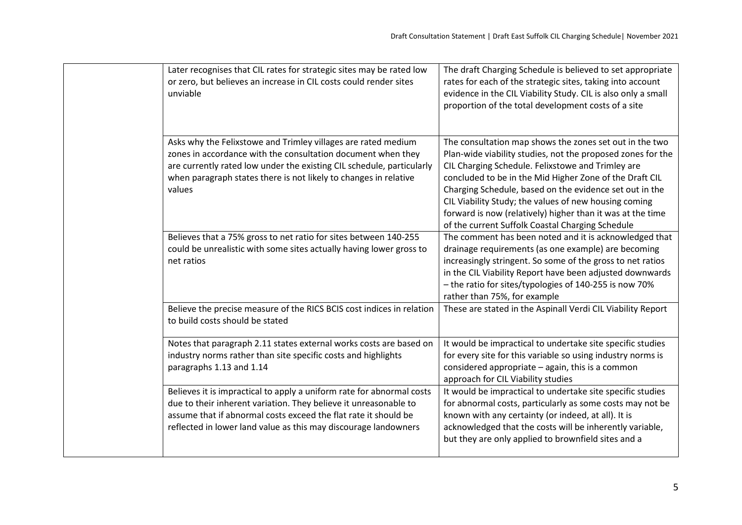| | | |
|---|---|---|
| | Later recognises that CIL rates for strategic sites may be rated low or zero, but believes an increase in CIL costs could render sites unviable | The draft Charging Schedule is believed to set appropriate rates for each of the strategic sites, taking into account evidence in the CIL Viability Study. CIL is also only a small proportion of the total development costs of a site |
| | Asks why the Felixstowe and Trimley villages are rated medium zones in accordance with the consultation document when they are currently rated low under the existing CIL schedule, particularly when paragraph states there is not likely to changes in relative values | The consultation map shows the zones set out in the two Plan-wide viability studies, not the proposed zones for the CIL Charging Schedule. Felixstowe and Trimley are concluded to be in the Mid Higher Zone of the Draft CIL Charging Schedule, based on the evidence set out in the CIL Viability Study; the values of new housing coming forward is now (relatively) higher than it was at the time of the current Suffolk Coastal Charging Schedule |
| | Believes that a 75% gross to net ratio for sites between 140-255 could be unrealistic with some sites actually having lower gross to net ratios | The comment has been noted and it is acknowledged that drainage requirements (as one example) are becoming increasingly stringent. So some of the gross to net ratios in the CIL Viability Report have been adjusted downwards – the ratio for sites/typologies of 140-255 is now 70% rather than 75%, for example |
| | Believe the precise measure of the RICS BCIS cost indices in relation to build costs should be stated | These are stated in the Aspinall Verdi CIL Viability Report |
| | Notes that paragraph 2.11 states external works costs are based on industry norms rather than site specific costs and highlights paragraphs 1.13 and 1.14 | It would be impractical to undertake site specific studies for every site for this variable so using industry norms is considered appropriate – again, this is a common approach for CIL Viability studies |
| | Believes it is impractical to apply a uniform rate for abnormal costs due to their inherent variation. They believe it unreasonable to assume that if abnormal costs exceed the flat rate it should be reflected in lower land value as this may discourage landowners | It would be impractical to undertake site specific studies for abnormal costs, particularly as some costs may not be known with any certainty (or indeed, at all). It is acknowledged that the costs will be inherently variable, but they are only applied to brownfield sites and a |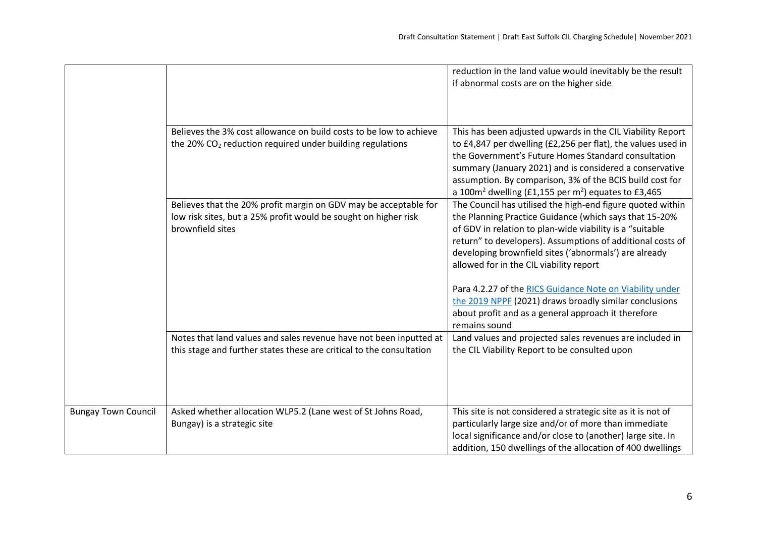| | | |
|---|---|---|
| | | reduction in the land value would inevitably be the result if abnormal costs are on the higher side |
| | Believes the 3% cost allowance on build costs to be low to achieve the 20% $CO_2$ reduction required under building regulations | This has been adjusted upwards in the CIL Viability Report to £4,847 per dwelling (£2,256 per flat), the values used in the Government's Future Homes Standard consultation summary (January 2021) and is considered a conservative assumption. By comparison, 3% of the BCIS build cost for a 100m$^2$ dwelling (£1,155 per m$^2$) equates to £3,465 |
| | Believes that the 20% profit margin on GDV may be acceptable for low risk sites, but a 25% profit would be sought on higher risk brownfield sites | The Council has utilised the high-end figure quoted within the Planning Practice Guidance (which says that 15-20% of GDV in relation to plan-wide viability is a "suitable return" to developers). Assumptions of additional costs of developing brownfield sites ('abnormals') are already allowed for in the CIL viability report<br><br>Para 4.2.27 of the [RICS Guidance Note on Viability under the 2019 NPPF]() (2021) draws broadly similar conclusions about profit and as a general approach it therefore remains sound |
| | Notes that land values and sales revenue have not been inputted at this stage and further states these are critical to the consultation | Land values and projected sales revenues are included in the CIL Viability Report to be consulted upon |
| Bungay Town Council | Asked whether allocation WLP5.2 (Lane west of St Johns Road, Bungay) is a strategic site | This site is not considered a strategic site as it is not of particularly large size and/or of more than immediate local significance and/or close to (another) large site. In addition, 150 dwellings of the allocation of 400 dwellings |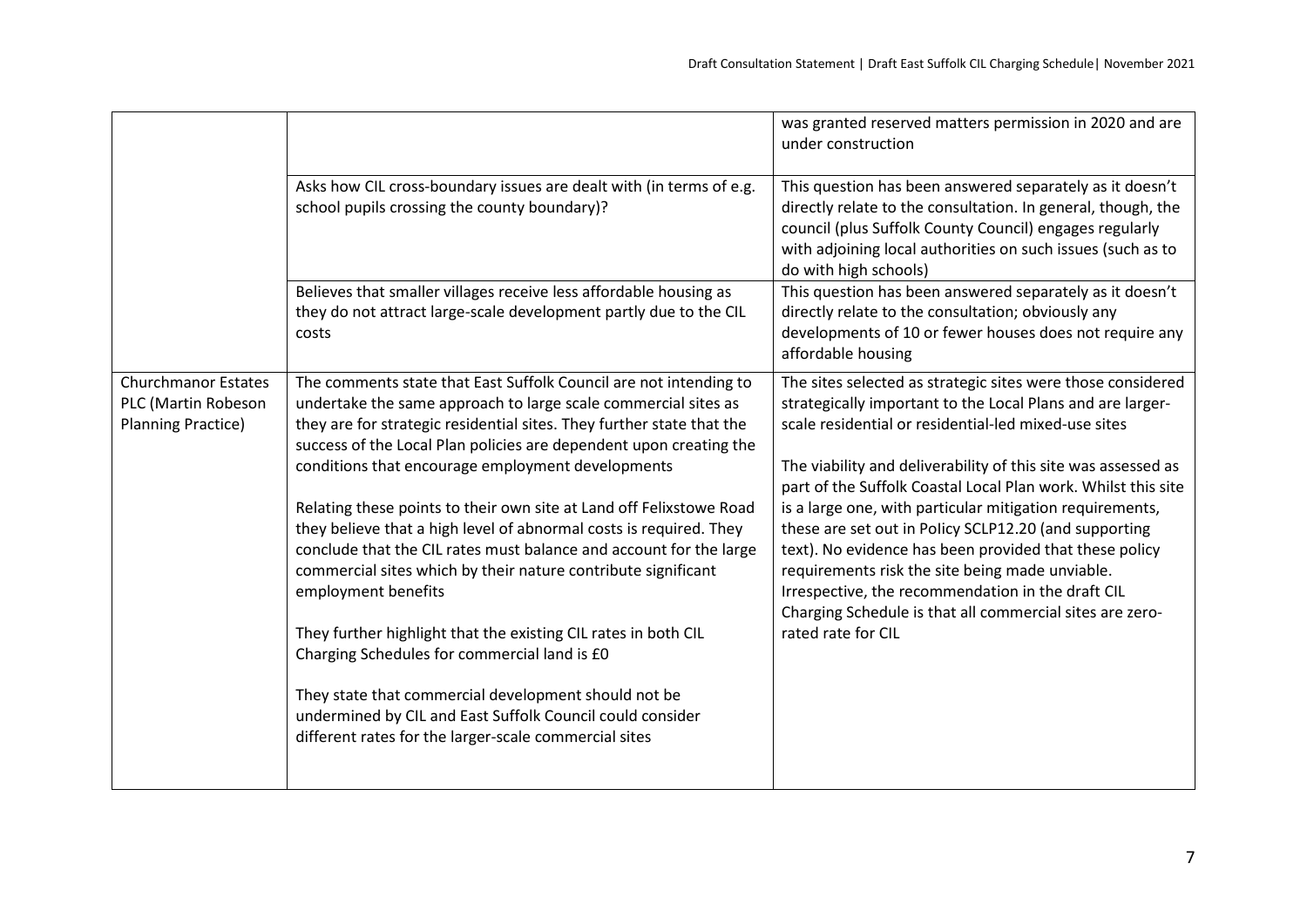| | | |
|---|---|---|
| | | was granted reserved matters permission in 2020 and are under construction |
| | Asks how CIL cross-boundary issues are dealt with (in terms of e.g. school pupils crossing the county boundary)? | This question has been answered separately as it doesn't directly relate to the consultation. In general, though, the council (plus Suffolk County Council) engages regularly with adjoining local authorities on such issues (such as to do with high schools) |
| | Believes that smaller villages receive less affordable housing as they do not attract large-scale development partly due to the CIL costs | This question has been answered separately as it doesn't directly relate to the consultation; obviously any developments of 10 or fewer houses does not require any affordable housing |
| Churchmanor Estates PLC (Martin Robeson Planning Practice) | The comments state that East Suffolk Council are not intending to undertake the same approach to large scale commercial sites as they are for strategic residential sites. They further state that the success of the Local Plan policies are dependent upon creating the conditions that encourage employment developments<br><br>Relating these points to their own site at Land off Felixstowe Road they believe that a high level of abnormal costs is required. They conclude that the CIL rates must balance and account for the large commercial sites which by their nature contribute significant employment benefits<br><br>They further highlight that the existing CIL rates in both CIL Charging Schedules for commercial land is £0<br><br>They state that commercial development should not be undermined by CIL and East Suffolk Council could consider different rates for the larger-scale commercial sites | The sites selected as strategic sites were those considered strategically important to the Local Plans and are larger-scale residential or residential-led mixed-use sites<br><br>The viability and deliverability of this site was assessed as part of the Suffolk Coastal Local Plan work. Whilst this site is a large one, with particular mitigation requirements, these are set out in Policy SCLP12.20 (and supporting text). No evidence has been provided that these policy requirements risk the site being made unviable. Irrespective, the recommendation in the draft CIL Charging Schedule is that all commercial sites are zero-rated rate for CIL |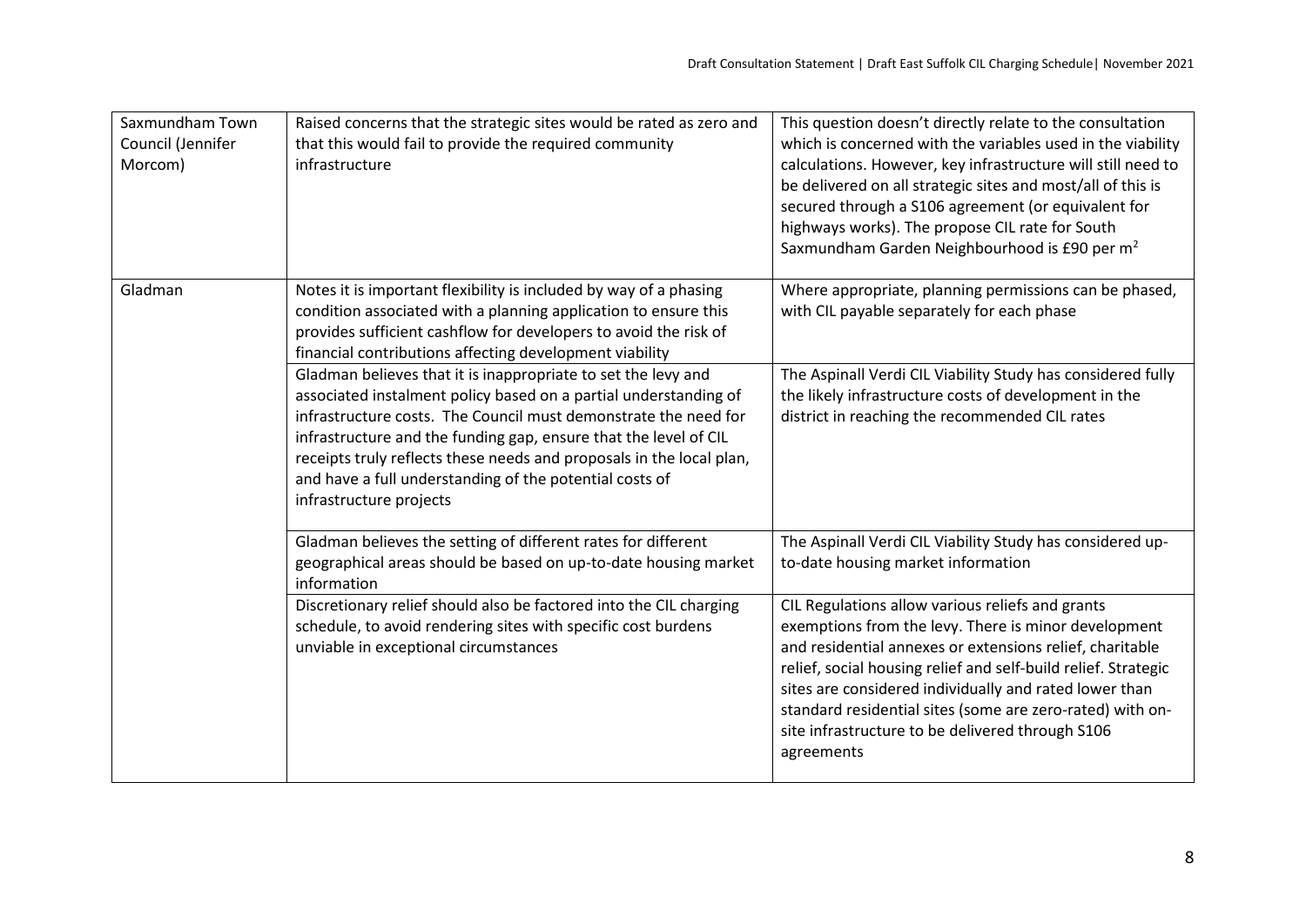| | | |
|---|---|---|
| Saxmundham Town Council (Jennifer Morcom) | Raised concerns that the strategic sites would be rated as zero and that this would fail to provide the required community infrastructure | This question doesn't directly relate to the consultation which is concerned with the variables used in the viability calculations. However, key infrastructure will still need to be delivered on all strategic sites and most/all of this is secured through a S106 agreement (or equivalent for highways works). The propose CIL rate for South Saxmundham Garden Neighbourhood is £90 per m$^2$ |
| Gladman | Notes it is important flexibility is included by way of a phasing condition associated with a planning application to ensure this provides sufficient cashflow for developers to avoid the risk of financial contributions affecting development viability | Where appropriate, planning permissions can be phased, with CIL payable separately for each phase |
| | Gladman believes that it is inappropriate to set the levy and associated instalment policy based on a partial understanding of infrastructure costs. The Council must demonstrate the need for infrastructure and the funding gap, ensure that the level of CIL receipts truly reflects these needs and proposals in the local plan, and have a full understanding of the potential costs of infrastructure projects | The Aspinall Verdi CIL Viability Study has considered fully the likely infrastructure costs of development in the district in reaching the recommended CIL rates |
| | Gladman believes the setting of different rates for different geographical areas should be based on up-to-date housing market information | The Aspinall Verdi CIL Viability Study has considered up-to-date housing market information |
| | Discretionary relief should also be factored into the CIL charging schedule, to avoid rendering sites with specific cost burdens unviable in exceptional circumstances | CIL Regulations allow various reliefs and grants exemptions from the levy. There is minor development and residential annexes or extensions relief, charitable relief, social housing relief and self-build relief. Strategic sites are considered individually and rated lower than standard residential sites (some are zero-rated) with on-site infrastructure to be delivered through S106 agreements |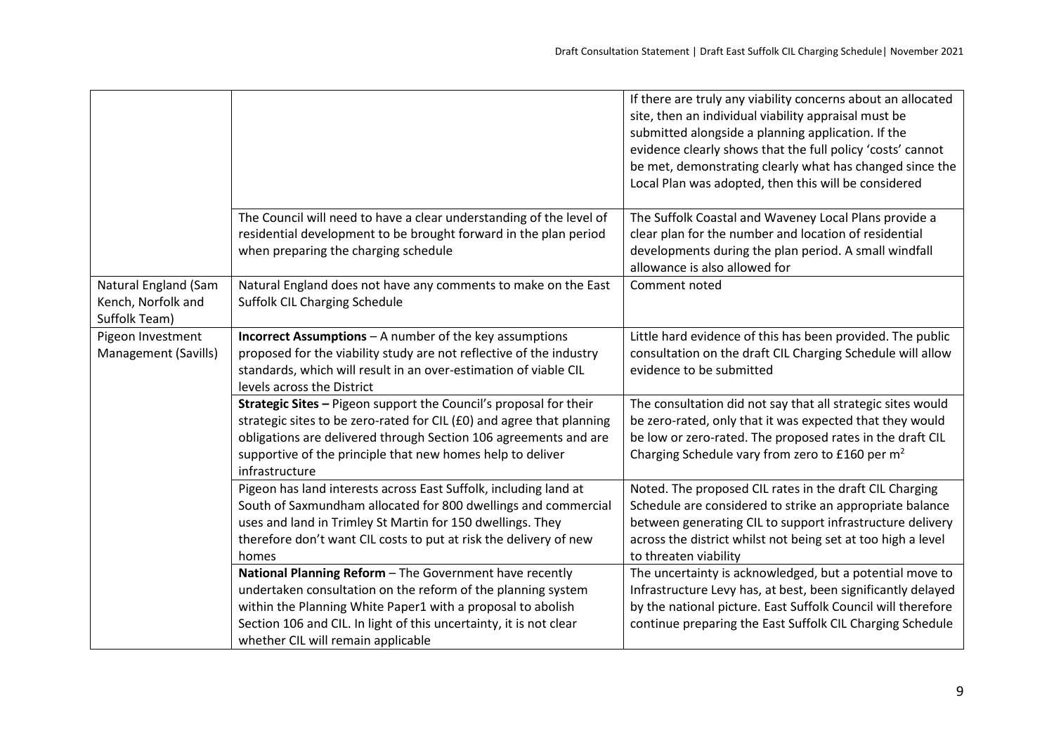| | | |
|---|---|---|
| | | If there are truly any viability concerns about an allocated site, then an individual viability appraisal must be submitted alongside a planning application. If the evidence clearly shows that the full policy 'costs' cannot be met, demonstrating clearly what has changed since the Local Plan was adopted, then this will be considered |
| | The Council will need to have a clear understanding of the level of residential development to be brought forward in the plan period when preparing the charging schedule | The Suffolk Coastal and Waveney Local Plans provide a clear plan for the number and location of residential developments during the plan period. A small windfall allowance is also allowed for |
| Natural England (Sam Kench, Norfolk and Suffolk Team) | Natural England does not have any comments to make on the East Suffolk CIL Charging Schedule | Comment noted |
| Pigeon Investment Management (Savills) | **Incorrect Assumptions** – A number of the key assumptions proposed for the viability study are not reflective of the industry standards, which will result in an over-estimation of viable CIL levels across the District | Little hard evidence of this has been provided. The public consultation on the draft CIL Charging Schedule will allow evidence to be submitted |
| | **Strategic Sites –** Pigeon support the Council's proposal for their strategic sites to be zero-rated for CIL (£0) and agree that planning obligations are delivered through Section 106 agreements and are supportive of the principle that new homes help to deliver infrastructure | The consultation did not say that all strategic sites would be zero-rated, only that it was expected that they would be low or zero-rated. The proposed rates in the draft CIL Charging Schedule vary from zero to £160 per m$^2$ |
| | Pigeon has land interests across East Suffolk, including land at South of Saxmundham allocated for 800 dwellings and commercial uses and land in Trimley St Martin for 150 dwellings. They therefore don't want CIL costs to put at risk the delivery of new homes | Noted. The proposed CIL rates in the draft CIL Charging Schedule are considered to strike an appropriate balance between generating CIL to support infrastructure delivery across the district whilst not being set at too high a level to threaten viability |
| | **National Planning Reform** – The Government have recently undertaken consultation on the reform of the planning system within the Planning White Paper1 with a proposal to abolish Section 106 and CIL. In light of this uncertainty, it is not clear whether CIL will remain applicable | The uncertainty is acknowledged, but a potential move to Infrastructure Levy has, at best, been significantly delayed by the national picture. East Suffolk Council will therefore continue preparing the East Suffolk CIL Charging Schedule |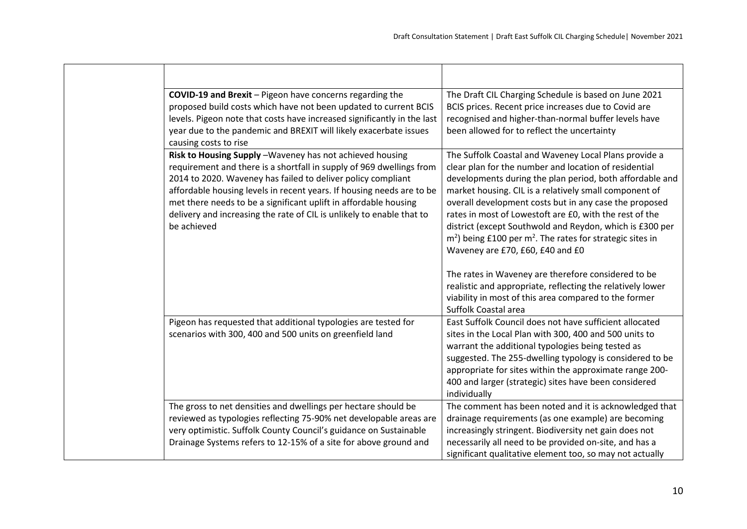| | | |
|---|---|---|
| | | |
| | **COVID-19 and Brexit** – Pigeon have concerns regarding the proposed build costs which have not been updated to current BCIS levels. Pigeon note that costs have increased significantly in the last year due to the pandemic and BREXIT will likely exacerbate issues causing costs to rise | The Draft CIL Charging Schedule is based on June 2021 BCIS prices. Recent price increases due to Covid are recognised and higher-than-normal buffer levels have been allowed for to reflect the uncertainty |
| | **Risk to Housing Supply** –Waveney has not achieved housing requirement and there is a shortfall in supply of 969 dwellings from 2014 to 2020. Waveney has failed to deliver policy compliant affordable housing levels in recent years. If housing needs are to be met there needs to be a significant uplift in affordable housing delivery and increasing the rate of CIL is unlikely to enable that to be achieved | The Suffolk Coastal and Waveney Local Plans provide a clear plan for the number and location of residential developments during the plan period, both affordable and market housing. CIL is a relatively small component of overall development costs but in any case the proposed rates in most of Lowestoft are £0, with the rest of the district (except Southwold and Reydon, which is £300 per m$^2$) being £100 per m$^2$. The rates for strategic sites in Waveney are £70, £60, £40 and £0<br><br>The rates in Waveney are therefore considered to be realistic and appropriate, reflecting the relatively lower viability in most of this area compared to the former Suffolk Coastal area |
| | Pigeon has requested that additional typologies are tested for scenarios with 300, 400 and 500 units on greenfield land | East Suffolk Council does not have sufficient allocated sites in the Local Plan with 300, 400 and 500 units to warrant the additional typologies being tested as suggested. The 255-dwelling typology is considered to be appropriate for sites within the approximate range 200-400 and larger (strategic) sites have been considered individually |
| | The gross to net densities and dwellings per hectare should be reviewed as typologies reflecting 75-90% net developable areas are very optimistic. Suffolk County Council's guidance on Sustainable Drainage Systems refers to 12-15% of a site for above ground and | The comment has been noted and it is acknowledged that drainage requirements (as one example) are becoming increasingly stringent. Biodiversity net gain does not necessarily all need to be provided on-site, and has a significant qualitative element too, so may not actually |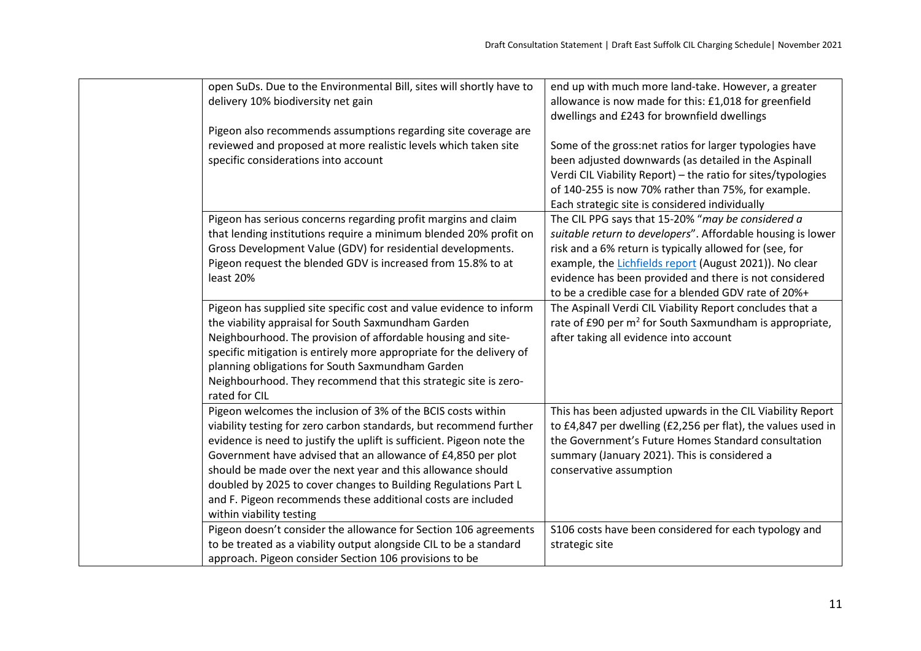| | | |
|---|---|---|
| | open SuDs. Due to the Environmental Bill, sites will shortly have to delivery 10% biodiversity net gain<br><br>Pigeon also recommends assumptions regarding site coverage are reviewed and proposed at more realistic levels which taken site specific considerations into account | end up with much more land-take. However, a greater allowance is now made for this: £1,018 for greenfield dwellings and £243 for brownfield dwellings<br><br>Some of the gross:net ratios for larger typologies have been adjusted downwards (as detailed in the Aspinall Verdi CIL Viability Report) – the ratio for sites/typologies of 140-255 is now 70% rather than 75%, for example. Each strategic site is considered individually |
| | Pigeon has serious concerns regarding profit margins and claim that lending institutions require a minimum blended 20% profit on Gross Development Value (GDV) for residential developments. Pigeon request the blended GDV is increased from 15.8% to at least 20% | The CIL PPG says that 15-20% "*may be considered a suitable return to developers*". Affordable housing is lower risk and a 6% return is typically allowed for (see, for example, the Lichfields report (August 2021)). No clear evidence has been provided and there is not considered to be a credible case for a blended GDV rate of 20%+ |
| | Pigeon has supplied site specific cost and value evidence to inform the viability appraisal for South Saxmundham Garden Neighbourhood. The provision of affordable housing and site-specific mitigation is entirely more appropriate for the delivery of planning obligations for South Saxmundham Garden Neighbourhood. They recommend that this strategic site is zero-rated for CIL | The Aspinall Verdi CIL Viability Report concludes that a rate of £90 per m$^2$ for South Saxmundham is appropriate, after taking all evidence into account |
| | Pigeon welcomes the inclusion of 3% of the BCIS costs within viability testing for zero carbon standards, but recommend further evidence is need to justify the uplift is sufficient. Pigeon note the Government have advised that an allowance of £4,850 per plot should be made over the next year and this allowance should doubled by 2025 to cover changes to Building Regulations Part L and F. Pigeon recommends these additional costs are included within viability testing | This has been adjusted upwards in the CIL Viability Report to £4,847 per dwelling (£2,256 per flat), the values used in the Government's Future Homes Standard consultation summary (January 2021). This is considered a conservative assumption |
| | Pigeon doesn't consider the allowance for Section 106 agreements to be treated as a viability output alongside CIL to be a standard approach. Pigeon consider Section 106 provisions to be | S106 costs have been considered for each typology and strategic site |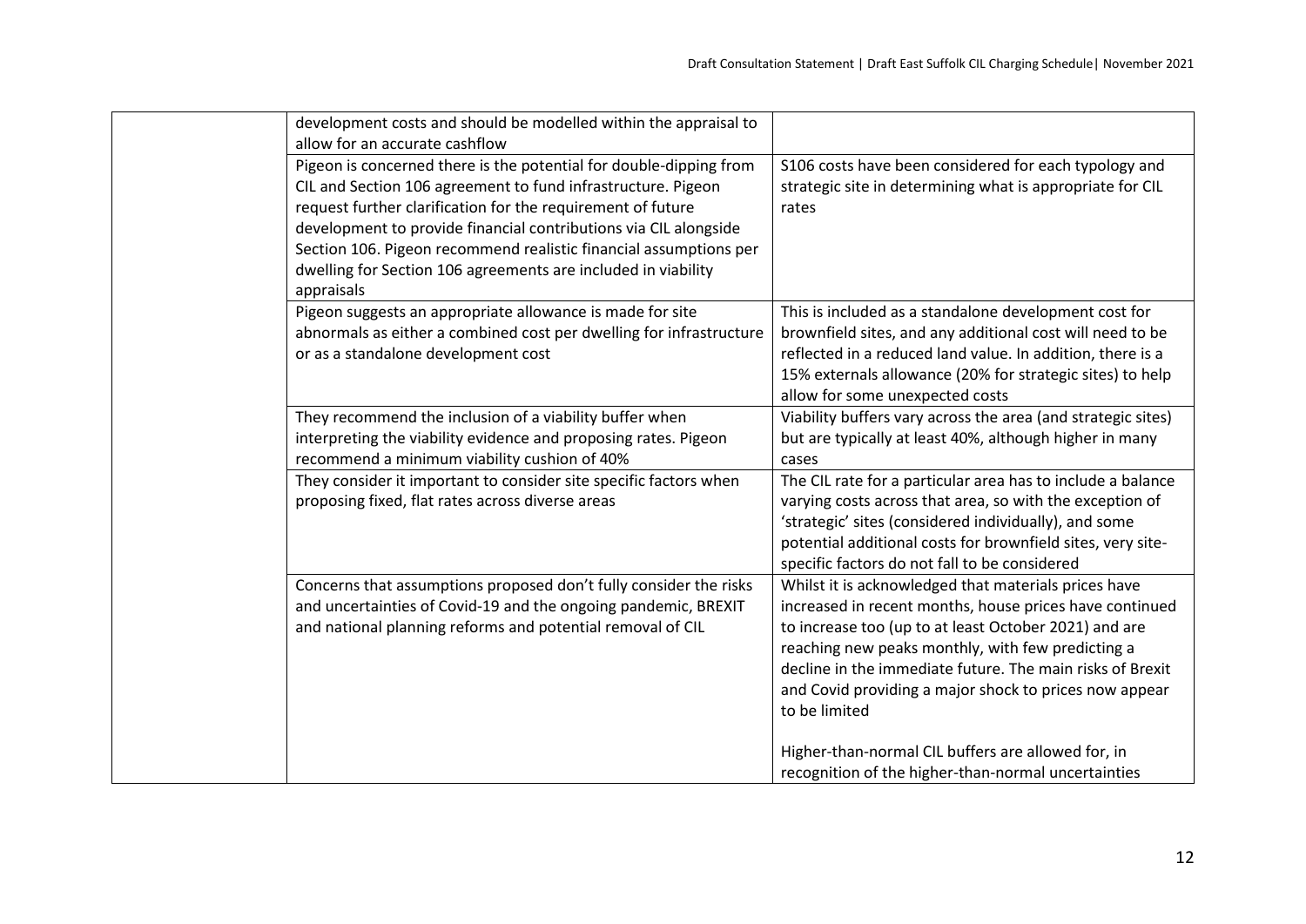| | | |
|---|---|---|
| | development costs and should be modelled within the appraisal to allow for an accurate cashflow | |
| | Pigeon is concerned there is the potential for double-dipping from CIL and Section 106 agreement to fund infrastructure. Pigeon request further clarification for the requirement of future development to provide financial contributions via CIL alongside Section 106. Pigeon recommend realistic financial assumptions per dwelling for Section 106 agreements are included in viability appraisals | S106 costs have been considered for each typology and strategic site in determining what is appropriate for CIL rates |
| | Pigeon suggests an appropriate allowance is made for site abnormals as either a combined cost per dwelling for infrastructure or as a standalone development cost | This is included as a standalone development cost for brownfield sites, and any additional cost will need to be reflected in a reduced land value. In addition, there is a 15% externals allowance (20% for strategic sites) to help allow for some unexpected costs |
| | They recommend the inclusion of a viability buffer when interpreting the viability evidence and proposing rates. Pigeon recommend a minimum viability cushion of 40% | Viability buffers vary across the area (and strategic sites) but are typically at least 40%, although higher in many cases |
| | They consider it important to consider site specific factors when proposing fixed, flat rates across diverse areas | The CIL rate for a particular area has to include a balance varying costs across that area, so with the exception of 'strategic' sites (considered individually), and some potential additional costs for brownfield sites, very site-specific factors do not fall to be considered |
| | Concerns that assumptions proposed don't fully consider the risks and uncertainties of Covid-19 and the ongoing pandemic, BREXIT and national planning reforms and potential removal of CIL | Whilst it is acknowledged that materials prices have increased in recent months, house prices have continued to increase too (up to at least October 2021) and are reaching new peaks monthly, with few predicting a decline in the immediate future. The main risks of Brexit and Covid providing a major shock to prices now appear to be limited<br><br>Higher-than-normal CIL buffers are allowed for, in recognition of the higher-than-normal uncertainties |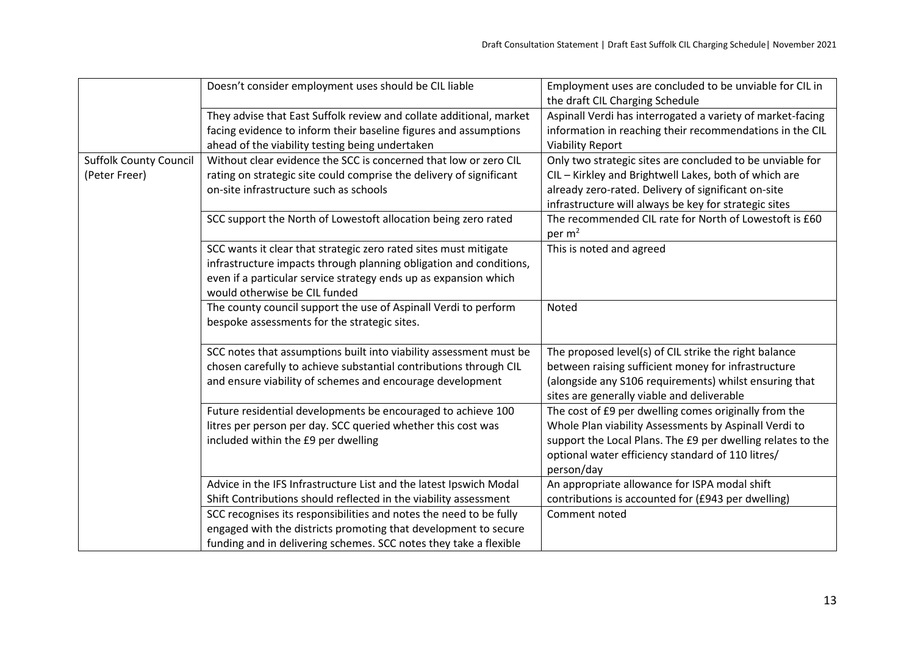| | | |
|---|---|---|
| | Doesn't consider employment uses should be CIL liable | Employment uses are concluded to be unviable for CIL in the draft CIL Charging Schedule |
| | They advise that East Suffolk review and collate additional, market facing evidence to inform their baseline figures and assumptions ahead of the viability testing being undertaken | Aspinall Verdi has interrogated a variety of market-facing information in reaching their recommendations in the CIL Viability Report |
| Suffolk County Council (Peter Freer) | Without clear evidence the SCC is concerned that low or zero CIL rating on strategic site could comprise the delivery of significant on-site infrastructure such as schools | Only two strategic sites are concluded to be unviable for CIL – Kirkley and Brightwell Lakes, both of which are already zero-rated. Delivery of significant on-site infrastructure will always be key for strategic sites |
| | SCC support the North of Lowestoft allocation being zero rated | The recommended CIL rate for North of Lowestoft is £60 per m$^2$ |
| | SCC wants it clear that strategic zero rated sites must mitigate infrastructure impacts through planning obligation and conditions, even if a particular service strategy ends up as expansion which would otherwise be CIL funded | This is noted and agreed |
| | The county council support the use of Aspinall Verdi to perform bespoke assessments for the strategic sites. | Noted |
| | SCC notes that assumptions built into viability assessment must be chosen carefully to achieve substantial contributions through CIL and ensure viability of schemes and encourage development | The proposed level(s) of CIL strike the right balance between raising sufficient money for infrastructure (alongside any S106 requirements) whilst ensuring that sites are generally viable and deliverable |
| | Future residential developments be encouraged to achieve 100 litres per person per day. SCC queried whether this cost was included within the £9 per dwelling | The cost of £9 per dwelling comes originally from the Whole Plan viability Assessments by Aspinall Verdi to support the Local Plans. The £9 per dwelling relates to the optional water efficiency standard of 110 litres/ person/day |
| | Advice in the IFS Infrastructure List and the latest Ipswich Modal Shift Contributions should reflected in the viability assessment | An appropriate allowance for ISPA modal shift contributions is accounted for (£943 per dwelling) |
| | SCC recognises its responsibilities and notes the need to be fully engaged with the districts promoting that development to secure funding and in delivering schemes. SCC notes they take a flexible | Comment noted |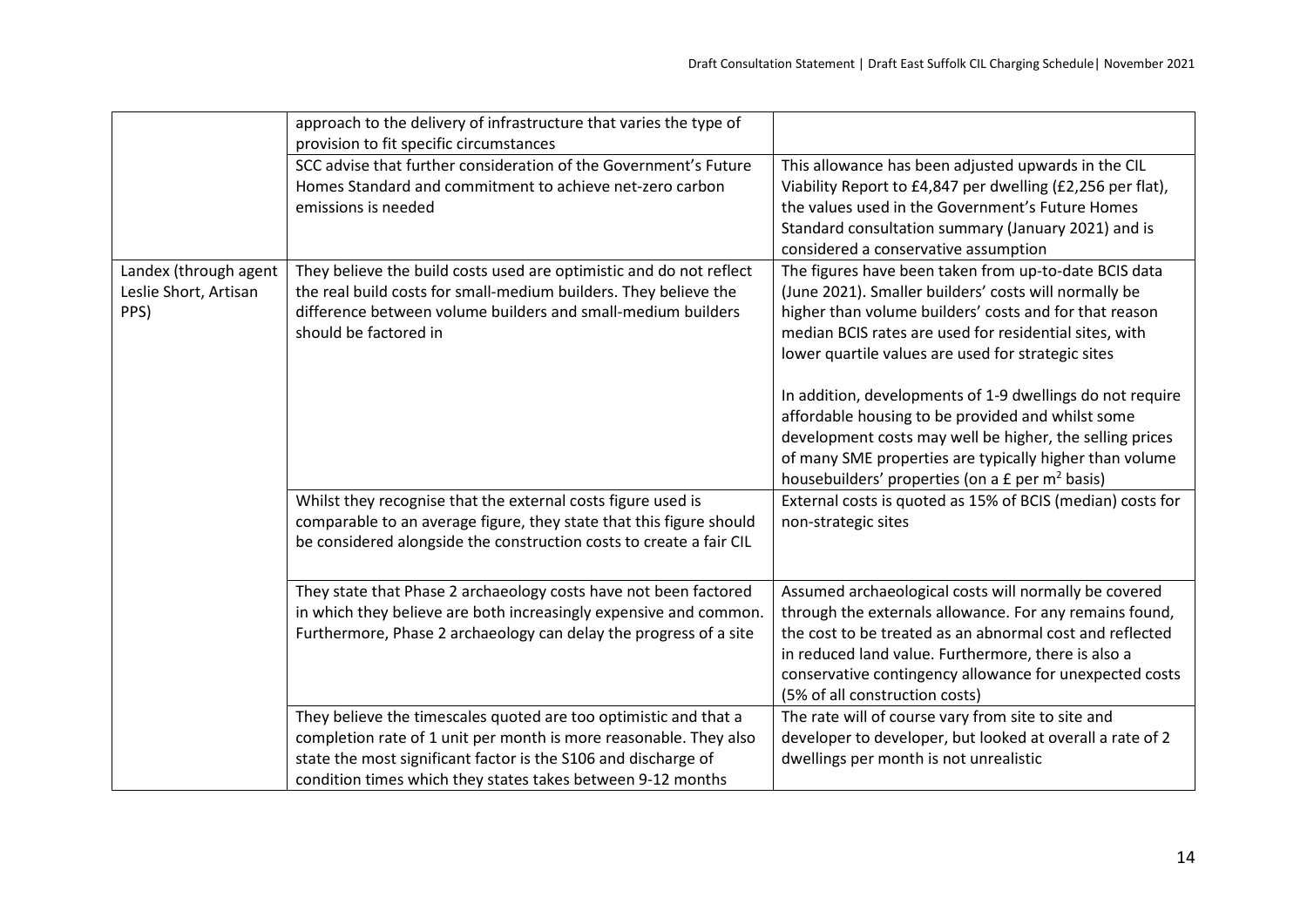| | | |
|---|---|---|
| | approach to the delivery of infrastructure that varies the type of provision to fit specific circumstances | |
| | SCC advise that further consideration of the Government's Future Homes Standard and commitment to achieve net-zero carbon emissions is needed | This allowance has been adjusted upwards in the CIL Viability Report to £4,847 per dwelling (£2,256 per flat), the values used in the Government's Future Homes Standard consultation summary (January 2021) and is considered a conservative assumption |
| Landex (through agent Leslie Short, Artisan PPS) | They believe the build costs used are optimistic and do not reflect the real build costs for small-medium builders. They believe the difference between volume builders and small-medium builders should be factored in | The figures have been taken from up-to-date BCIS data (June 2021). Smaller builders' costs will normally be higher than volume builders' costs and for that reason median BCIS rates are used for residential sites, with lower quartile values are used for strategic sites<br><br>In addition, developments of 1-9 dwellings do not require affordable housing to be provided and whilst some development costs may well be higher, the selling prices of many SME properties are typically higher than volume housebuilders' properties (on a £ per $m^2$ basis) |
| | Whilst they recognise that the external costs figure used is comparable to an average figure, they state that this figure should be considered alongside the construction costs to create a fair CIL | External costs is quoted as 15% of BCIS (median) costs for non-strategic sites |
| | They state that Phase 2 archaeology costs have not been factored in which they believe are both increasingly expensive and common. Furthermore, Phase 2 archaeology can delay the progress of a site | Assumed archaeological costs will normally be covered through the externals allowance. For any remains found, the cost to be treated as an abnormal cost and reflected in reduced land value. Furthermore, there is also a conservative contingency allowance for unexpected costs (5% of all construction costs) |
| | They believe the timescales quoted are too optimistic and that a completion rate of 1 unit per month is more reasonable. They also state the most significant factor is the S106 and discharge of condition times which they states takes between 9-12 months | The rate will of course vary from site to site and developer to developer, but looked at overall a rate of 2 dwellings per month is not unrealistic |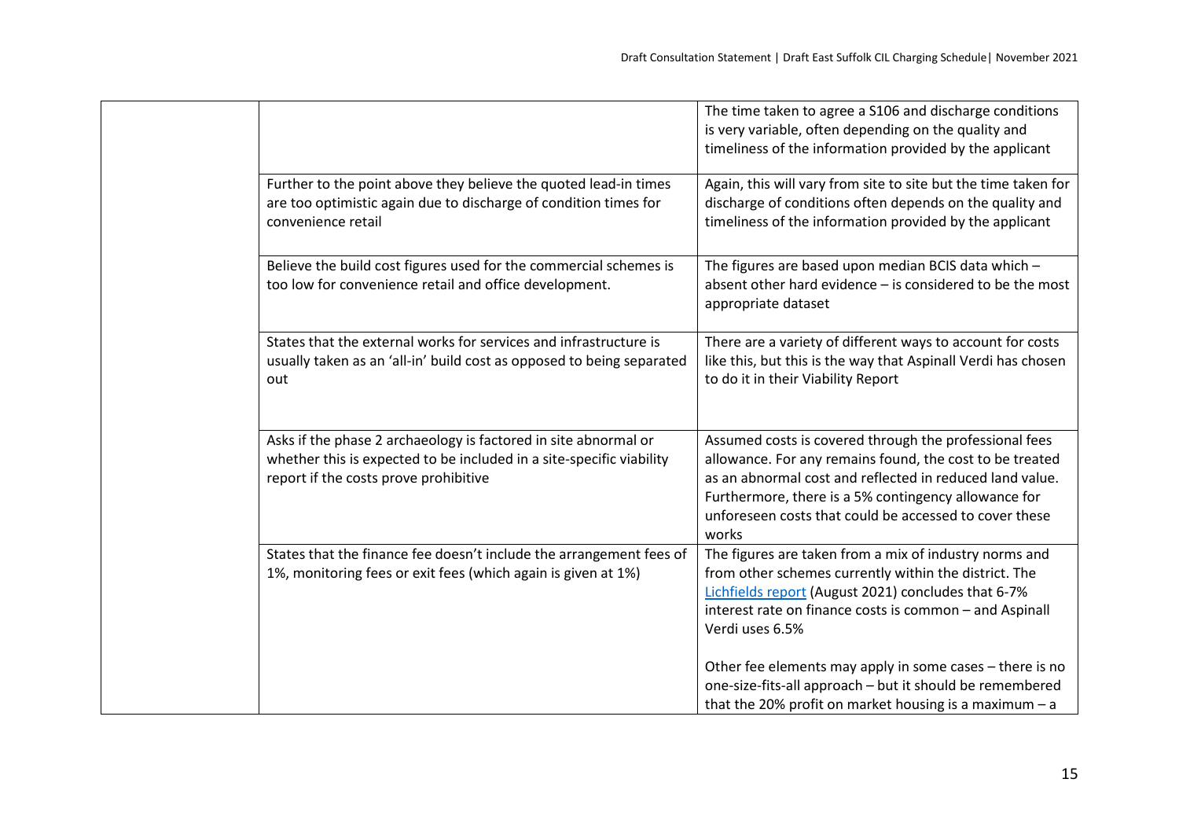| | | |
|---|---|---|
| | | The time taken to agree a S106 and discharge conditions is very variable, often depending on the quality and timeliness of the information provided by the applicant |
| | Further to the point above they believe the quoted lead-in times are too optimistic again due to discharge of condition times for convenience retail | Again, this will vary from site to site but the time taken for discharge of conditions often depends on the quality and timeliness of the information provided by the applicant |
| | Believe the build cost figures used for the commercial schemes is too low for convenience retail and office development. | The figures are based upon median BCIS data which – absent other hard evidence – is considered to be the most appropriate dataset |
| | States that the external works for services and infrastructure is usually taken as an 'all-in' build cost as opposed to being separated out | There are a variety of different ways to account for costs like this, but this is the way that Aspinall Verdi has chosen to do it in their Viability Report |
| | Asks if the phase 2 archaeology is factored in site abnormal or whether this is expected to be included in a site-specific viability report if the costs prove prohibitive | Assumed costs is covered through the professional fees allowance. For any remains found, the cost to be treated as an abnormal cost and reflected in reduced land value. Furthermore, there is a 5% contingency allowance for unforeseen costs that could be accessed to cover these works |
| | States that the finance fee doesn't include the arrangement fees of 1%, monitoring fees or exit fees (which again is given at 1%) | The figures are taken from a mix of industry norms and from other schemes currently within the district. The Lichfields report (August 2021) concludes that 6-7% interest rate on finance costs is common – and Aspinall Verdi uses 6.5%<br><br>Other fee elements may apply in some cases – there is no one-size-fits-all approach – but it should be remembered that the 20% profit on market housing is a maximum – a |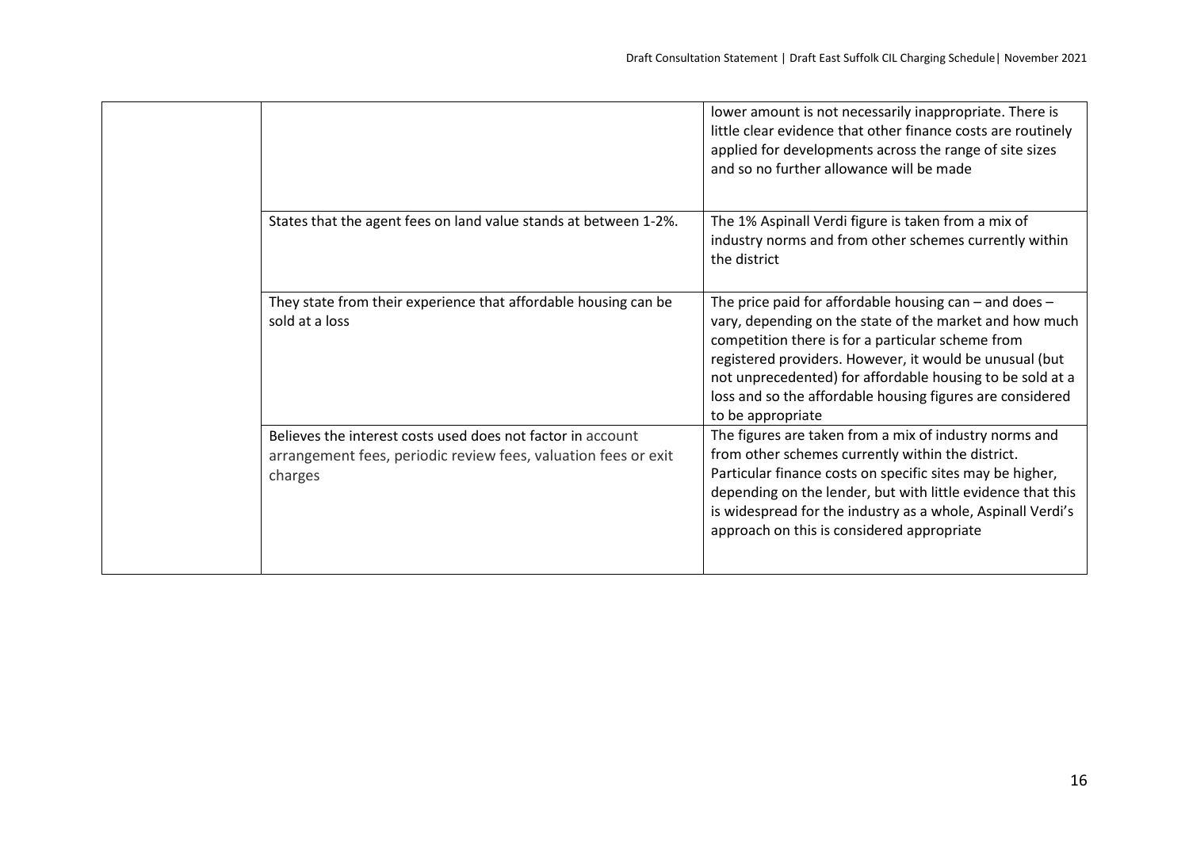| | | |
|---|---|---|
| | | lower amount is not necessarily inappropriate. There is little clear evidence that other finance costs are routinely applied for developments across the range of site sizes and so no further allowance will be made |
| | States that the agent fees on land value stands at between 1-2%. | The 1% Aspinall Verdi figure is taken from a mix of industry norms and from other schemes currently within the district |
| | They state from their experience that affordable housing can be sold at a loss | The price paid for affordable housing can – and does – vary, depending on the state of the market and how much competition there is for a particular scheme from registered providers. However, it would be unusual (but not unprecedented) for affordable housing to be sold at a loss and so the affordable housing figures are considered to be appropriate |
| | Believes the interest costs used does not factor in account arrangement fees, periodic review fees, valuation fees or exit charges | The figures are taken from a mix of industry norms and from other schemes currently within the district. Particular finance costs on specific sites may be higher, depending on the lender, but with little evidence that this is widespread for the industry as a whole, Aspinall Verdi's approach on this is considered appropriate |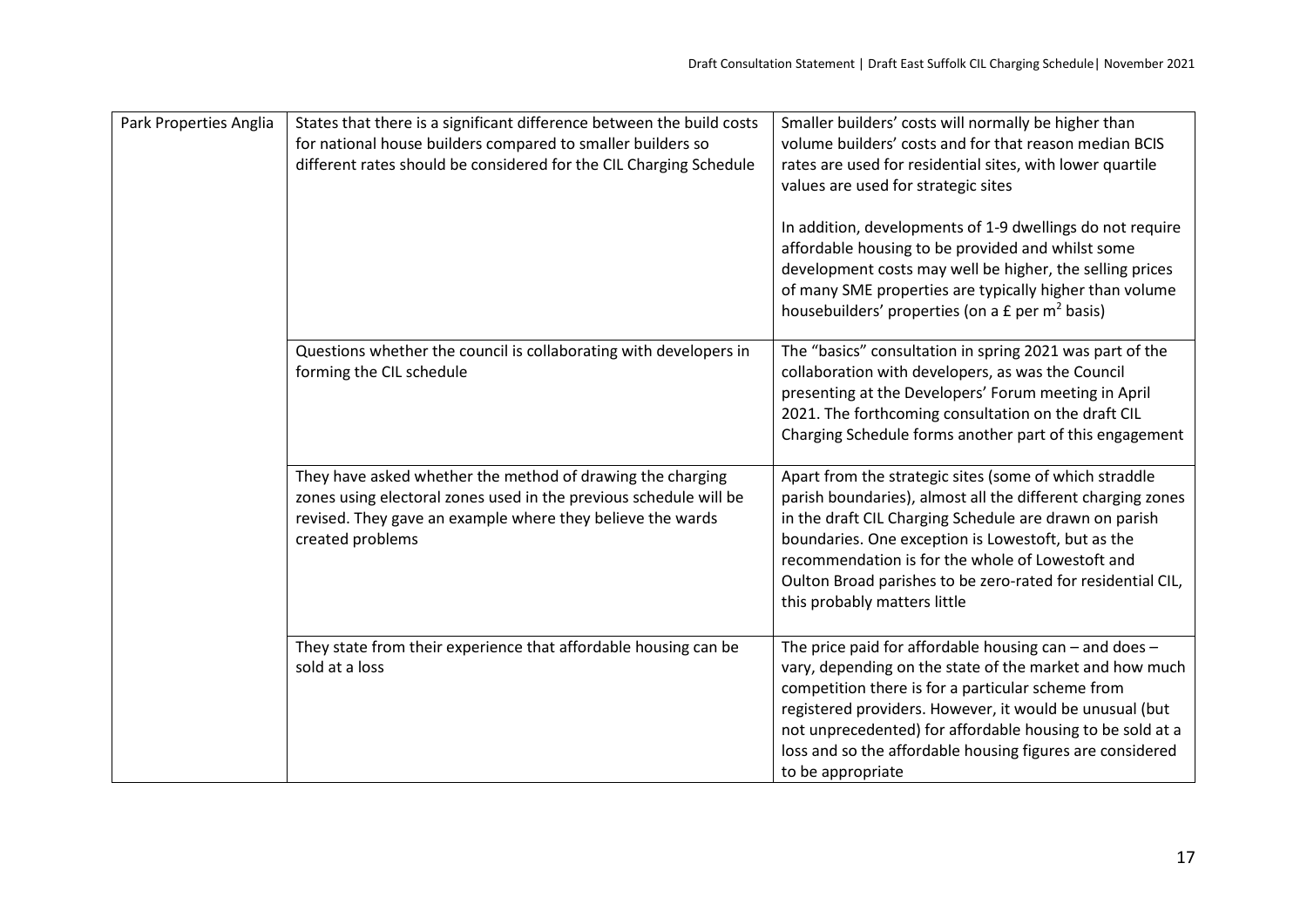| | | |
|---|---|---|
| Park Properties Anglia | States that there is a significant difference between the build costs for national house builders compared to smaller builders so different rates should be considered for the CIL Charging Schedule | Smaller builders' costs will normally be higher than volume builders' costs and for that reason median BCIS rates are used for residential sites, with lower quartile values are used for strategic sites<br><br>In addition, developments of 1-9 dwellings do not require affordable housing to be provided and whilst some development costs may well be higher, the selling prices of many SME properties are typically higher than volume housebuilders' properties (on a £ per $m^2$ basis) |
| | Questions whether the council is collaborating with developers in forming the CIL schedule | The "basics" consultation in spring 2021 was part of the collaboration with developers, as was the Council presenting at the Developers' Forum meeting in April 2021. The forthcoming consultation on the draft CIL Charging Schedule forms another part of this engagement |
| | They have asked whether the method of drawing the charging zones using electoral zones used in the previous schedule will be revised. They gave an example where they believe the wards created problems | Apart from the strategic sites (some of which straddle parish boundaries), almost all the different charging zones in the draft CIL Charging Schedule are drawn on parish boundaries. One exception is Lowestoft, but as the recommendation is for the whole of Lowestoft and Oulton Broad parishes to be zero-rated for residential CIL, this probably matters little |
| | They state from their experience that affordable housing can be sold at a loss | The price paid for affordable housing can – and does – vary, depending on the state of the market and how much competition there is for a particular scheme from registered providers. However, it would be unusual (but not unprecedented) for affordable housing to be sold at a loss and so the affordable housing figures are considered to be appropriate |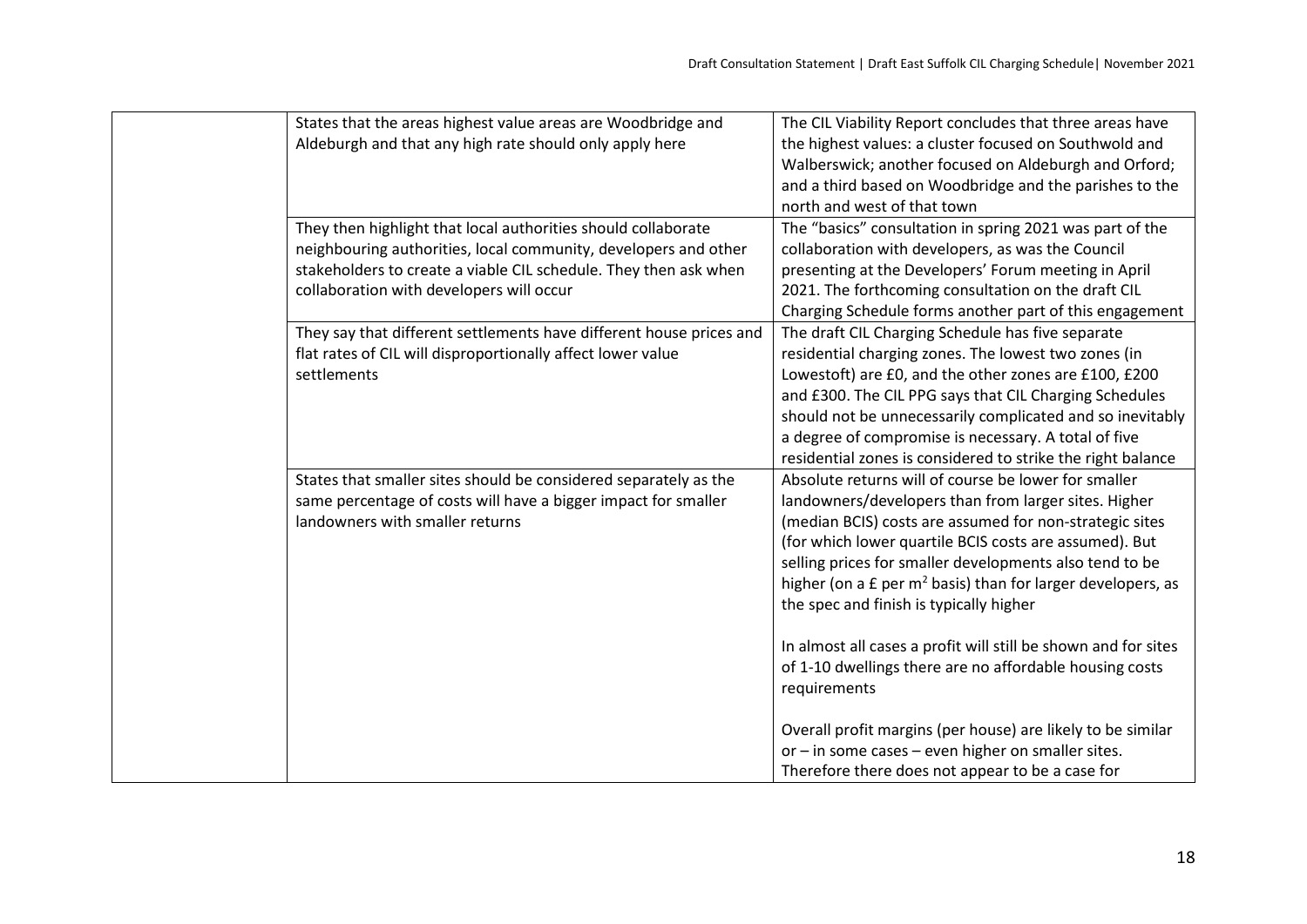| | | |
|---|---|---|
| | States that the areas highest value areas are Woodbridge and Aldeburgh and that any high rate should only apply here | The CIL Viability Report concludes that three areas have the highest values: a cluster focused on Southwold and Walberswick; another focused on Aldeburgh and Orford; and a third based on Woodbridge and the parishes to the north and west of that town |
| | They then highlight that local authorities should collaborate neighbouring authorities, local community, developers and other stakeholders to create a viable CIL schedule. They then ask when collaboration with developers will occur | The "basics" consultation in spring 2021 was part of the collaboration with developers, as was the Council presenting at the Developers' Forum meeting in April 2021. The forthcoming consultation on the draft CIL Charging Schedule forms another part of this engagement |
| | They say that different settlements have different house prices and flat rates of CIL will disproportionally affect lower value settlements | The draft CIL Charging Schedule has five separate residential charging zones. The lowest two zones (in Lowestoft) are £0, and the other zones are £100, £200 and £300. The CIL PPG says that CIL Charging Schedules should not be unnecessarily complicated and so inevitably a degree of compromise is necessary. A total of five residential zones is considered to strike the right balance |
| | States that smaller sites should be considered separately as the same percentage of costs will have a bigger impact for smaller landowners with smaller returns | Absolute returns will of course be lower for smaller landowners/developers than from larger sites. Higher (median BCIS) costs are assumed for non-strategic sites (for which lower quartile BCIS costs are assumed). But selling prices for smaller developments also tend to be higher (on a £ per m$^2$ basis) than for larger developers, as the spec and finish is typically higher<br><br>In almost all cases a profit will still be shown and for sites of 1-10 dwellings there are no affordable housing costs requirements<br><br>Overall profit margins (per house) are likely to be similar or – in some cases – even higher on smaller sites. Therefore there does not appear to be a case for |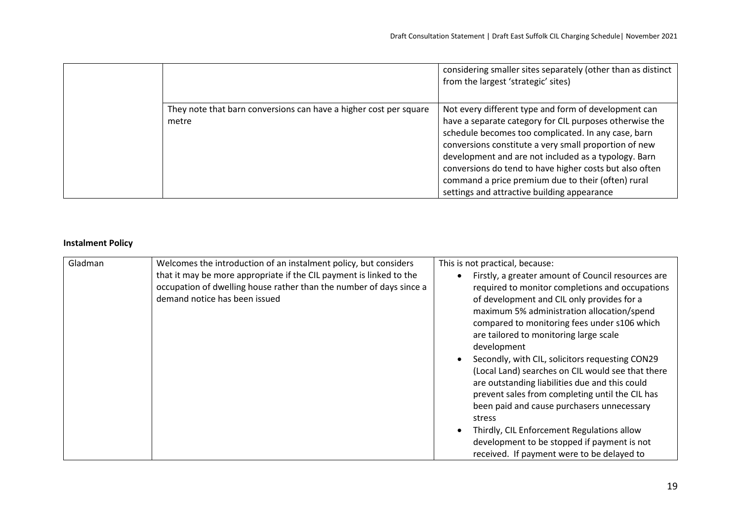| | | |
|---|---|---|
| | | considering smaller sites separately (other than as distinct from the largest 'strategic' sites) |
| | They note that barn conversions can have a higher cost per square metre | Not every different type and form of development can have a separate category for CIL purposes otherwise the schedule becomes too complicated. In any case, barn conversions constitute a very small proportion of new development and are not included as a typology. Barn conversions do tend to have higher costs but also often command a price premium due to their (often) rural settings and attractive building appearance |

**Instalment Policy**

| | | |
|---|---|---|
| Gladman | Welcomes the introduction of an instalment policy, but considers that it may be more appropriate if the CIL payment is linked to the occupation of dwelling house rather than the number of days since a demand notice has been issued | This is not practical, because:<br>• Firstly, a greater amount of Council resources are required to monitor completions and occupations of development and CIL only provides for a maximum 5% administration allocation/spend compared to monitoring fees under s106 which are tailored to monitoring large scale development<br>• Secondly, with CIL, solicitors requesting CON29 (Local Land) searches on CIL would see that there are outstanding liabilities due and this could prevent sales from completing until the CIL has been paid and cause purchasers unnecessary stress<br>• Thirdly, CIL Enforcement Regulations allow development to be stopped if payment is not received. If payment were to be delayed to |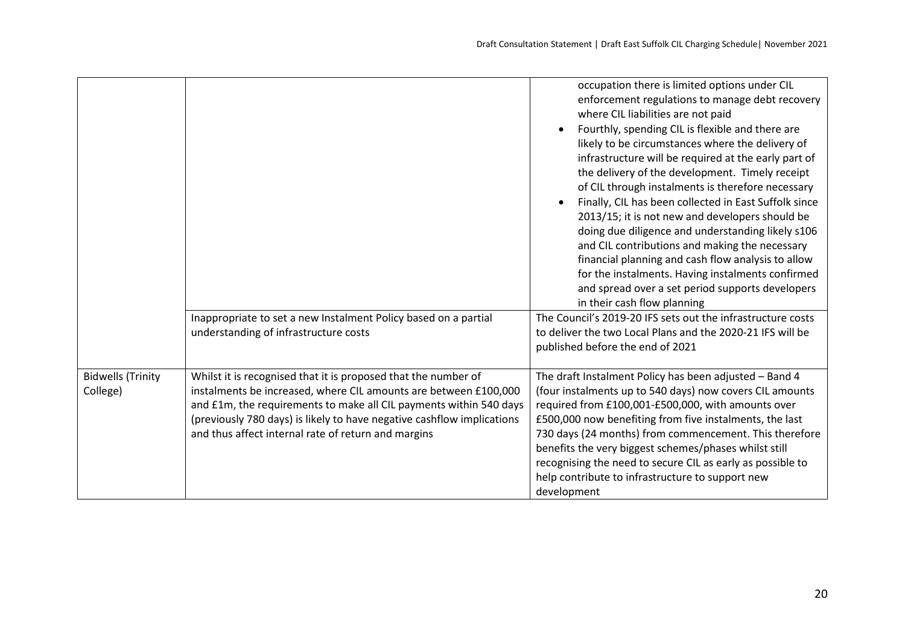| | | |
|---|---|---|
| | | occupation there is limited options under CIL enforcement regulations to manage debt recovery where CIL liabilities are not paid<br>• Fourthly, spending CIL is flexible and there are likely to be circumstances where the delivery of infrastructure will be required at the early part of the delivery of the development. Timely receipt of CIL through instalments is therefore necessary<br>• Finally, CIL has been collected in East Suffolk since 2013/15; it is not new and developers should be doing due diligence and understanding likely s106 and CIL contributions and making the necessary financial planning and cash flow analysis to allow for the instalments. Having instalments confirmed and spread over a set period supports developers in their cash flow planning |
| | Inappropriate to set a new Instalment Policy based on a partial understanding of infrastructure costs | The Council's 2019-20 IFS sets out the infrastructure costs to deliver the two Local Plans and the 2020-21 IFS will be published before the end of 2021 |
| Bidwells (Trinity College) | Whilst it is recognised that it is proposed that the number of instalments be increased, where CIL amounts are between £100,000 and £1m, the requirements to make all CIL payments within 540 days (previously 780 days) is likely to have negative cashflow implications and thus affect internal rate of return and margins | The draft Instalment Policy has been adjusted – Band 4 (four instalments up to 540 days) now covers CIL amounts required from £100,001-£500,000, with amounts over £500,000 now benefiting from five instalments, the last 730 days (24 months) from commencement. This therefore benefits the very biggest schemes/phases whilst still recognising the need to secure CIL as early as possible to help contribute to infrastructure to support new development |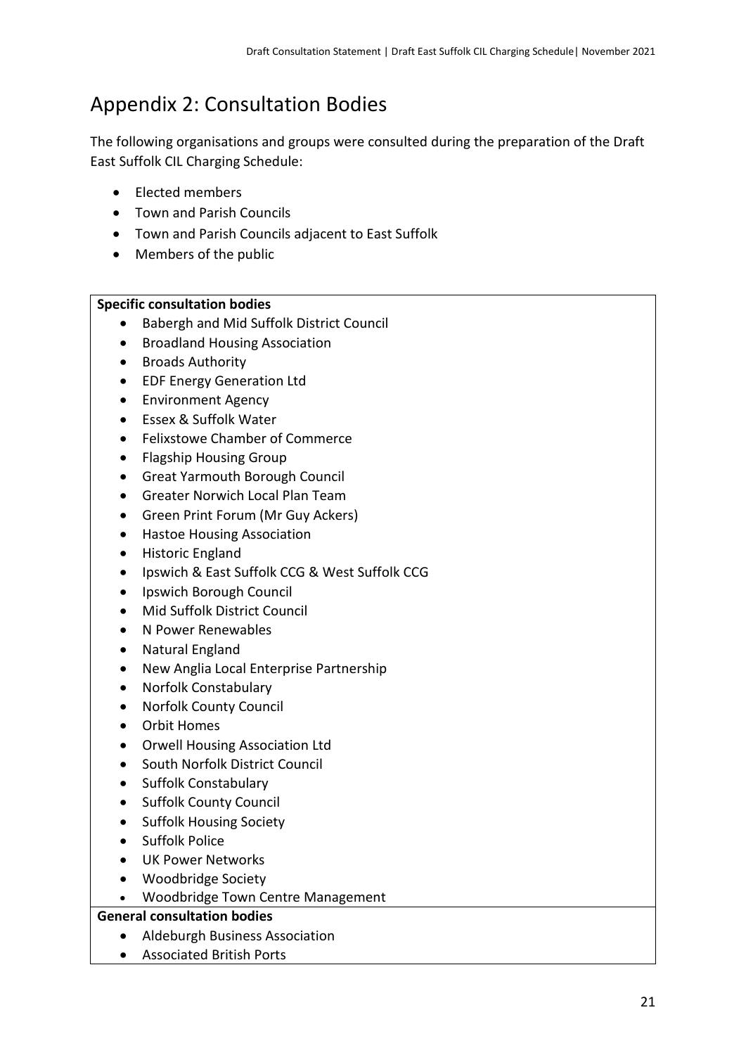# Appendix 2: Consultation Bodies

The following organisations and groups were consulted during the preparation of the Draft East Suffolk CIL Charging Schedule:

- Elected members
- Town and Parish Councils
- Town and Parish Councils adjacent to East Suffolk
- Members of the public

**Specific consultation bodies**

- Babergh and Mid Suffolk District Council
- Broadland Housing Association
- Broads Authority
- EDF Energy Generation Ltd
- Environment Agency
- Essex & Suffolk Water
- Felixstowe Chamber of Commerce
- Flagship Housing Group
- Great Yarmouth Borough Council
- Greater Norwich Local Plan Team
- Green Print Forum (Mr Guy Ackers)
- Hastoe Housing Association
- Historic England
- Ipswich & East Suffolk CCG & West Suffolk CCG
- Ipswich Borough Council
- Mid Suffolk District Council
- N Power Renewables
- Natural England
- New Anglia Local Enterprise Partnership
- Norfolk Constabulary
- Norfolk County Council
- Orbit Homes
- Orwell Housing Association Ltd
- South Norfolk District Council
- Suffolk Constabulary
- Suffolk County Council
- Suffolk Housing Society
- Suffolk Police
- UK Power Networks
- Woodbridge Society
- Woodbridge Town Centre Management

**General consultation bodies**

- Aldeburgh Business Association
- Associated British Ports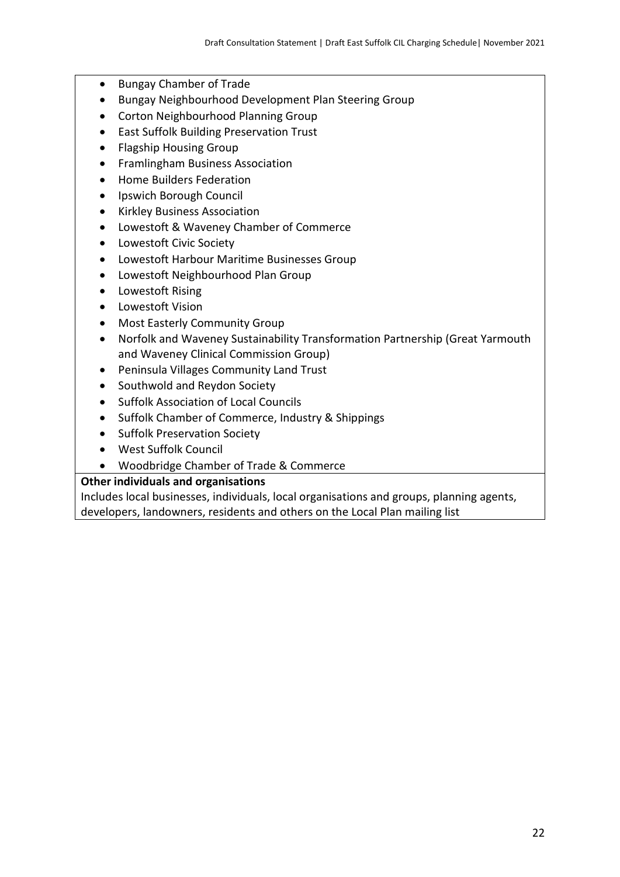- Bungay Chamber of Trade
- Bungay Neighbourhood Development Plan Steering Group
- Corton Neighbourhood Planning Group
- East Suffolk Building Preservation Trust
- Flagship Housing Group
- Framlingham Business Association
- Home Builders Federation
- Ipswich Borough Council
- Kirkley Business Association
- Lowestoft & Waveney Chamber of Commerce
- Lowestoft Civic Society
- Lowestoft Harbour Maritime Businesses Group
- Lowestoft Neighbourhood Plan Group
- Lowestoft Rising
- Lowestoft Vision
- Most Easterly Community Group
- Norfolk and Waveney Sustainability Transformation Partnership (Great Yarmouth and Waveney Clinical Commission Group)
- Peninsula Villages Community Land Trust
- Southwold and Reydon Society
- Suffolk Association of Local Councils
- Suffolk Chamber of Commerce, Industry & Shippings
- Suffolk Preservation Society
- West Suffolk Council
- Woodbridge Chamber of Trade & Commerce

**Other individuals and organisations**

Includes local businesses, individuals, local organisations and groups, planning agents, developers, landowners, residents and others on the Local Plan mailing list